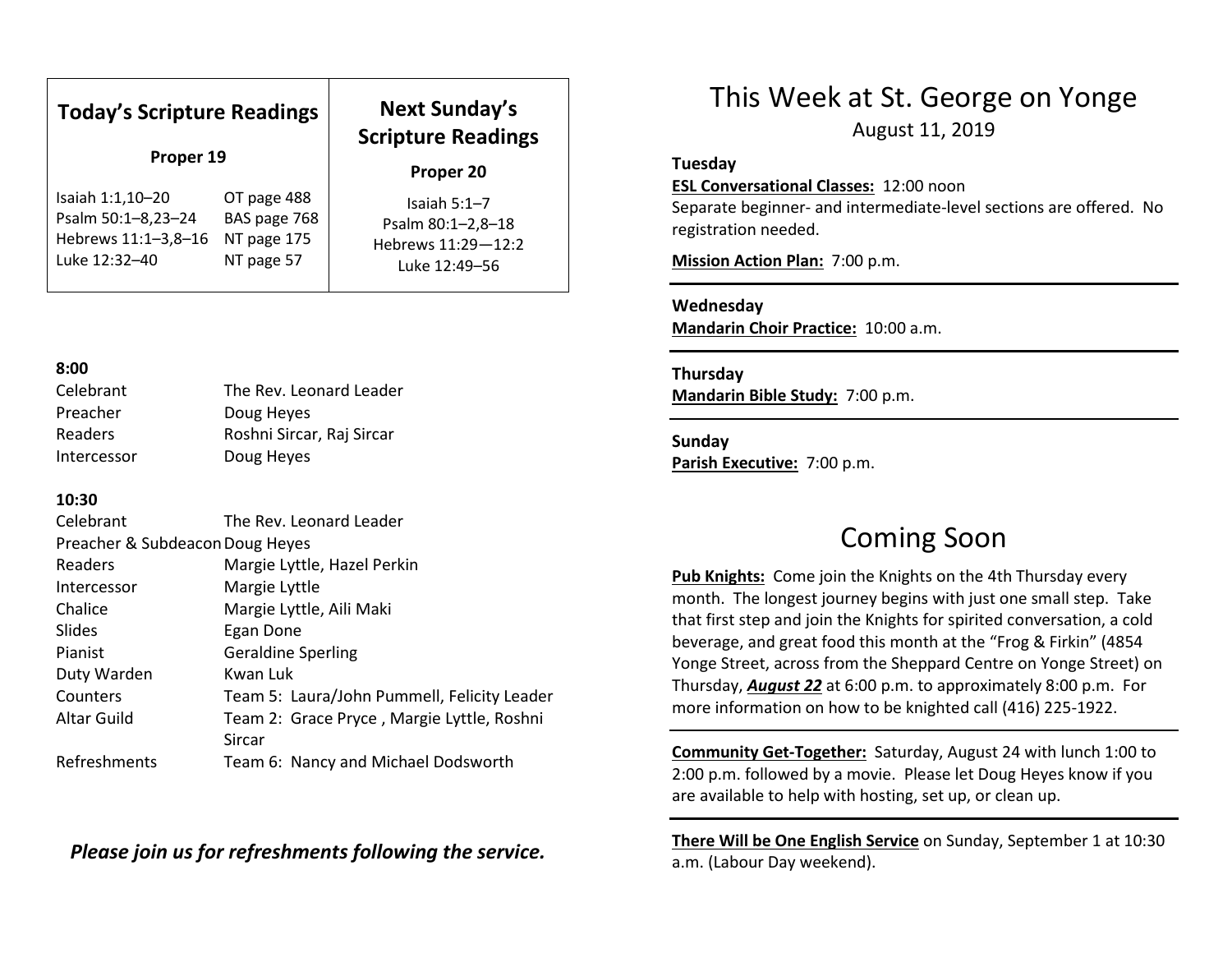| **Today's Scripture Readings** | | **Next Sunday's Scripture Readings** |
|---|---|---|
| **Proper 19** | | **Proper 20** |
| Isaiah 1:1,10–20 | OT page 488 | Isaiah 5:1–7 |
| Psalm 50:1–8,23–24 | BAS page 768 | Psalm 80:1–2,8–18 |
| Hebrews 11:1–3,8–16 | NT page 175 | Hebrews 11:29—12:2 |
| Luke 12:32–40 | NT page 57 | Luke 12:49–56 |

**8:00**

| | |
|---|---|
| Celebrant | The Rev. Leonard Leader |
| Preacher | Doug Heyes |
| Readers | Roshni Sircar, Raj Sircar |
| Intercessor | Doug Heyes |

**10:30**

| | |
|---|---|
| Celebrant | The Rev. Leonard Leader |
| Preacher & Subdeacon | Doug Heyes |
| Readers | Margie Lyttle, Hazel Perkin |
| Intercessor | Margie Lyttle |
| Chalice | Margie Lyttle, Aili Maki |
| Slides | Egan Done |
| Pianist | Geraldine Sperling |
| Duty Warden | Kwan Luk |
| Counters | Team 5: Laura/John Pummell, Felicity Leader |
| Altar Guild | Team 2: Grace Pryce , Margie Lyttle, Roshni Sircar |
| Refreshments | Team 6: Nancy and Michael Dodsworth |

***Please join us for refreshments following the service.***

# This Week at St. George on Yonge

August 11, 2019

**Tuesday**

**ESL Conversational Classes:** 12:00 noon
Separate beginner- and intermediate-level sections are offered. No registration needed.

**Mission Action Plan:** 7:00 p.m.

---

**Wednesday**

**Mandarin Choir Practice:** 10:00 a.m.

---

**Thursday**

**Mandarin Bible Study:** 7:00 p.m.

---

**Sunday**

**Parish Executive:** 7:00 p.m.

# Coming Soon

**Pub Knights:** Come join the Knights on the 4th Thursday every month. The longest journey begins with just one small step. Take that first step and join the Knights for spirited conversation, a cold beverage, and great food this month at the "Frog & Firkin" (4854 Yonge Street, across from the Sheppard Centre on Yonge Street) on Thursday, ***August 22*** at 6:00 p.m. to approximately 8:00 p.m. For more information on how to be knighted call (416) 225-1922.

---

**Community Get-Together:** Saturday, August 24 with lunch 1:00 to 2:00 p.m. followed by a movie. Please let Doug Heyes know if you are available to help with hosting, set up, or clean up.

---

**There Will be One English Service** on Sunday, September 1 at 10:30 a.m. (Labour Day weekend).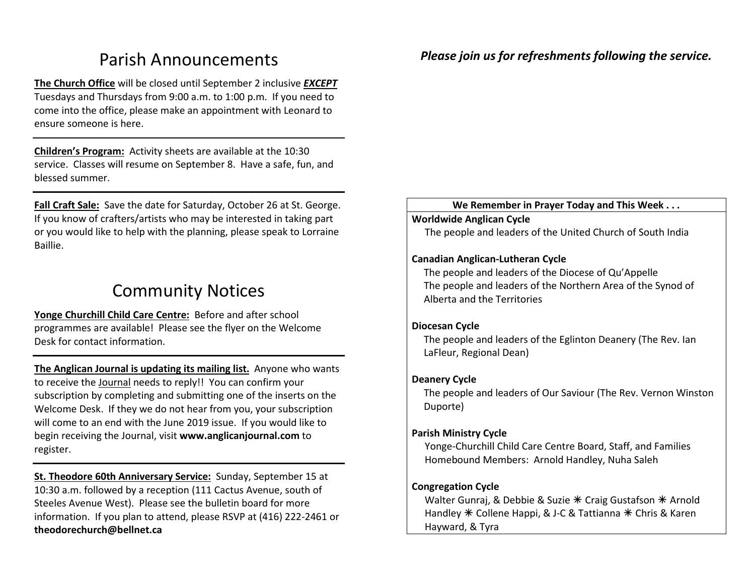# Parish Announcements

**The Church Office** will be closed until September 2 inclusive ***EXCEPT*** Tuesdays and Thursdays from 9:00 a.m. to 1:00 p.m. If you need to come into the office, please make an appointment with Leonard to ensure someone is here.

---

**Children's Program:** Activity sheets are available at the 10:30 service. Classes will resume on September 8. Have a safe, fun, and blessed summer.

---

**Fall Craft Sale:** Save the date for Saturday, October 26 at St. George. If you know of crafters/artists who may be interested in taking part or you would like to help with the planning, please speak to Lorraine Baillie.

# Community Notices

**Yonge Churchill Child Care Centre:** Before and after school programmes are available! Please see the flyer on the Welcome Desk for contact information.

---

**The Anglican Journal is updating its mailing list.** Anyone who wants to receive the Journal needs to reply!! You can confirm your subscription by completing and submitting one of the inserts on the Welcome Desk. If they we do not hear from you, your subscription will come to an end with the June 2019 issue. If you would like to begin receiving the Journal, visit **www.anglicanjournal.com** to register.

---

**St. Theodore 60th Anniversary Service:** Sunday, September 15 at 10:30 a.m. followed by a reception (111 Cactus Avenue, south of Steeles Avenue West). Please see the bulletin board for more information. If you plan to attend, please RSVP at (416) 222-2461 or **theodorechurch@bellnet.ca**

***Please join us for refreshments following the service.***

**We Remember in Prayer Today and This Week . . .**

**Worldwide Anglican Cycle**

The people and leaders of the United Church of South India

**Canadian Anglican-Lutheran Cycle**

The people and leaders of the Diocese of Qu'Appelle
The people and leaders of the Northern Area of the Synod of Alberta and the Territories

**Diocesan Cycle**

The people and leaders of the Eglinton Deanery (The Rev. Ian LaFleur, Regional Dean)

**Deanery Cycle**

The people and leaders of Our Saviour (The Rev. Vernon Winston Duporte)

**Parish Ministry Cycle**

Yonge-Churchill Child Care Centre Board, Staff, and Families
Homebound Members: Arnold Handley, Nuha Saleh

**Congregation Cycle**

Walter Gunraj, & Debbie & Suzie ✳ Craig Gustafson ✳ Arnold Handley ✳ Collene Happi, & J-C & Tattianna ✳ Chris & Karen Hayward, & Tyra